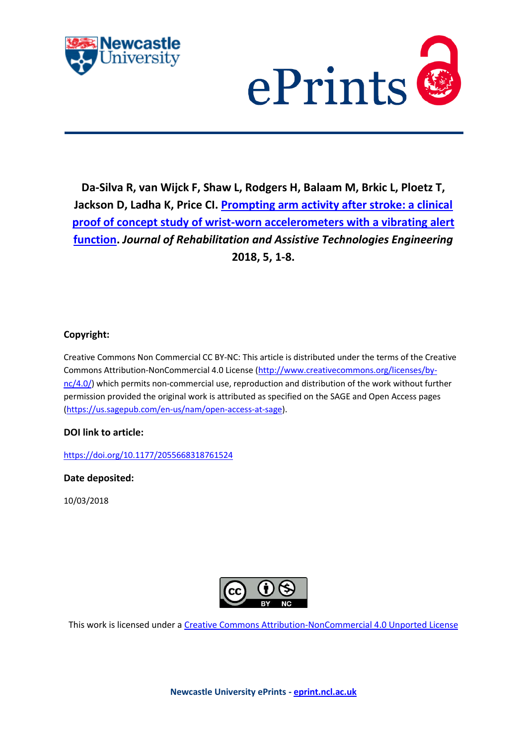**Da-Silva R, van Wijck F, Shaw L, Rodgers H, Balaam M, Brkic L, Ploetz T, Jackson D, Ladha K, Price CI. [Prompting arm activity after stroke: a clinical proof of concept study of wrist-worn accelerometers with a vibrating alert function](https://doi.org/10.1177/2055668318761524). *Journal of Rehabilitation and Assistive Technologies Engineering* 2018, 5, 1-8.**

**Copyright:**

Creative Commons Non Commercial CC BY-NC: This article is distributed under the terms of the Creative Commons Attribution-NonCommercial 4.0 License (http://www.creativecommons.org/licenses/by-nc/4.0/) which permits non-commercial use, reproduction and distribution of the work without further permission provided the original work is attributed as specified on the SAGE and Open Access pages (https://us.sagepub.com/en-us/nam/open-access-at-sage).

**DOI link to article:**

https://doi.org/10.1177/2055668318761524

**Date deposited:**

10/03/2018

This work is licensed under a Creative Commons Attribution-NonCommercial 4.0 Unported License

**Newcastle University ePrints - eprint.ncl.ac.uk**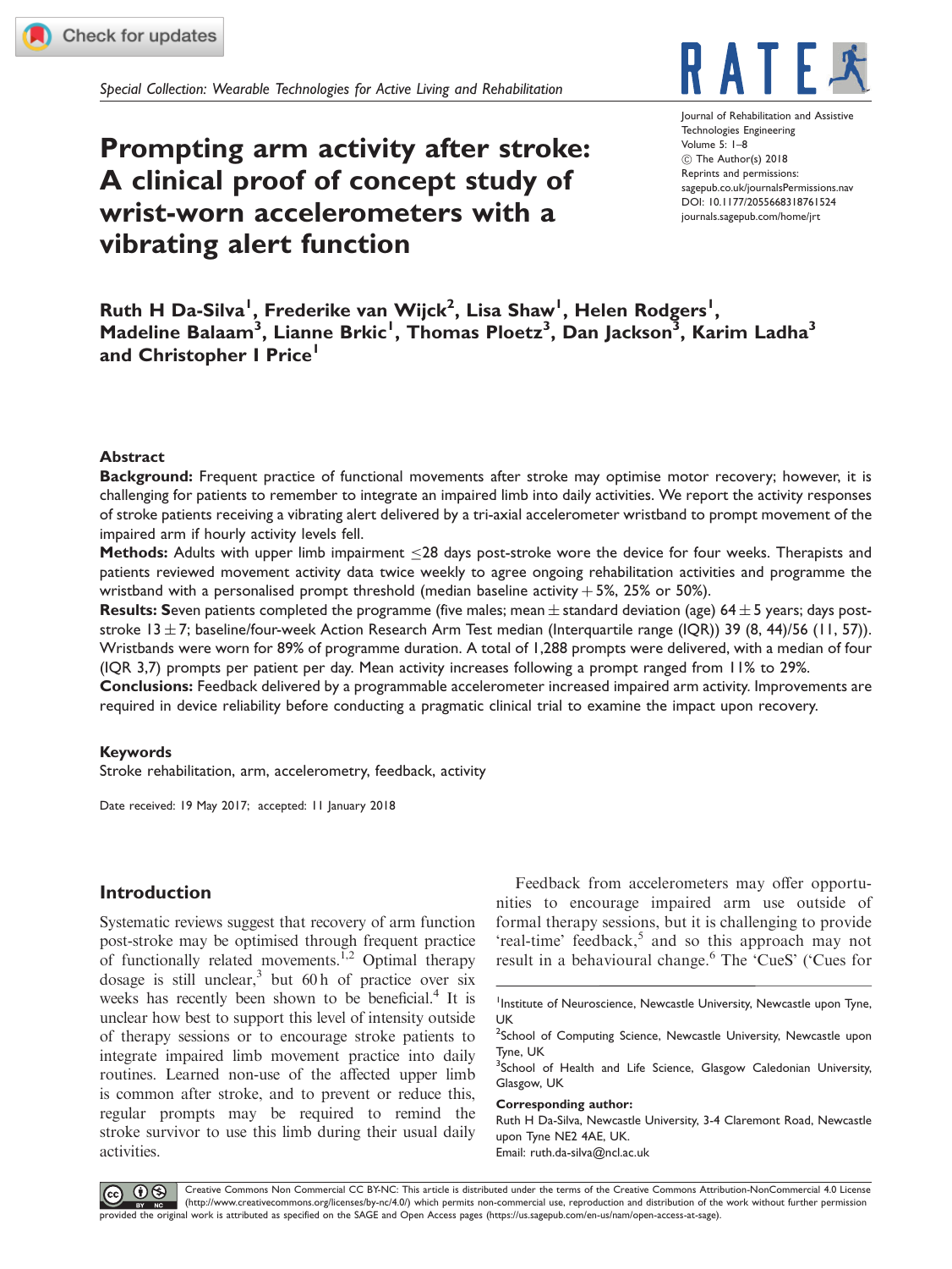# Prompting arm activity after stroke: A clinical proof of concept study of wrist-worn accelerometers with a vibrating alert function

**Ruth H Da-Silva[1], Frederike van Wijck[2], Lisa Shaw[1], Helen Rodgers[1], Madeline Balaam[3], Lianne Brkic[1], Thomas Ploetz[3], Dan Jackson[3], Karim Ladha[3] and Christopher I Price[1]**

### Abstract

**Background:** Frequent practice of functional movements after stroke may optimise motor recovery; however, it is challenging for patients to remember to integrate an impaired limb into daily activities. We report the activity responses of stroke patients receiving a vibrating alert delivered by a tri-axial accelerometer wristband to prompt movement of the impaired arm if hourly activity levels fell.

**Methods:** Adults with upper limb impairment ≤28 days post-stroke wore the device for four weeks. Therapists and patients reviewed movement activity data twice weekly to agree ongoing rehabilitation activities and programme the wristband with a personalised prompt threshold (median baseline activity + 5%, 25% or 50%).

**Results:** Seven patients completed the programme (five males; mean ± standard deviation (age) 64 ± 5 years; days post-stroke 13 ± 7; baseline/four-week Action Research Arm Test median (Interquartile range (IQR)) 39 (8, 44)/56 (11, 57)). Wristbands were worn for 89% of programme duration. A total of 1,288 prompts were delivered, with a median of four (IQR 3,7) prompts per patient per day. Mean activity increases following a prompt ranged from 11% to 29%.

**Conclusions:** Feedback delivered by a programmable accelerometer increased impaired arm activity. Improvements are required in device reliability before conducting a pragmatic clinical trial to examine the impact upon recovery.

### Keywords

Stroke rehabilitation, arm, accelerometry, feedback, activity

Date received: 19 May 2017; accepted: 11 January 2018

## Introduction

Systematic reviews suggest that recovery of arm function post-stroke may be optimised through frequent practice of functionally related movements.[1,2] Optimal therapy dosage is still unclear,[3] but 60 h of practice over six weeks has recently been shown to be beneficial.[4] It is unclear how best to support this level of intensity outside of therapy sessions or to encourage stroke patients to integrate impaired limb movement practice into daily routines. Learned non-use of the affected upper limb is common after stroke, and to prevent or reduce this, regular prompts may be required to remind the stroke survivor to use this limb during their usual daily activities.

Feedback from accelerometers may offer opportunities to encourage impaired arm use outside of formal therapy sessions, but it is challenging to provide 'real-time' feedback,[5] and so this approach may not result in a behavioural change.[6] The 'CueS' ('Cues for

[1]Institute of Neuroscience, Newcastle University, Newcastle upon Tyne, UK
[2]School of Computing Science, Newcastle University, Newcastle upon Tyne, UK
[3]School of Health and Life Science, Glasgow Caledonian University, Glasgow, UK

**Corresponding author:**
Ruth H Da-Silva, Newcastle University, 3-4 Claremont Road, Newcastle upon Tyne NE2 4AE, UK.
Email: ruth.da-silva@ncl.ac.uk

Creative Commons Non Commercial CC BY-NC: This article is distributed under the terms of the Creative Commons Attribution-NonCommercial 4.0 License (http://www.creativecommons.org/licenses/by-nc/4.0/) which permits non-commercial use, reproduction and distribution of the work without further permission provided the original work is attributed as specified on the SAGE and Open Access pages (https://us.sagepub.com/en-us/nam/open-access-at-sage).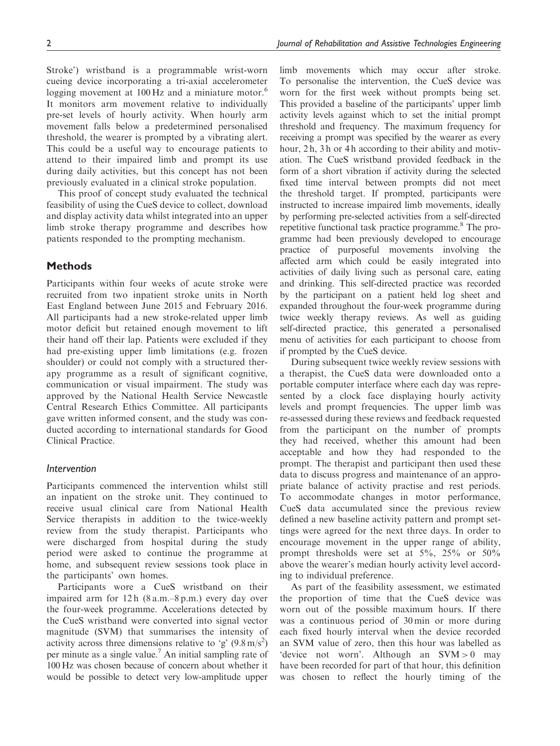Stroke') wristband is a programmable wrist-worn cueing device incorporating a tri-axial accelerometer logging movement at 100 Hz and a miniature motor.[6] It monitors arm movement relative to individually pre-set levels of hourly activity. When hourly arm movement falls below a predetermined personalised threshold, the wearer is prompted by a vibrating alert. This could be a useful way to encourage patients to attend to their impaired limb and prompt its use during daily activities, but this concept has not been previously evaluated in a clinical stroke population.

This proof of concept study evaluated the technical feasibility of using the CueS device to collect, download and display activity data whilst integrated into an upper limb stroke therapy programme and describes how patients responded to the prompting mechanism.

## Methods

Participants within four weeks of acute stroke were recruited from two inpatient stroke units in North East England between June 2015 and February 2016. All participants had a new stroke-related upper limb motor deficit but retained enough movement to lift their hand off their lap. Patients were excluded if they had pre-existing upper limb limitations (e.g. frozen shoulder) or could not comply with a structured therapy programme as a result of significant cognitive, communication or visual impairment. The study was approved by the National Health Service Newcastle Central Research Ethics Committee. All participants gave written informed consent, and the study was conducted according to international standards for Good Clinical Practice.

### *Intervention*

Participants commenced the intervention whilst still an inpatient on the stroke unit. They continued to receive usual clinical care from National Health Service therapists in addition to the twice-weekly review from the study therapist. Participants who were discharged from hospital during the study period were asked to continue the programme at home, and subsequent review sessions took place in the participants' own homes.

Participants wore a CueS wristband on their impaired arm for 12 h (8 a.m.–8 p.m.) every day over the four-week programme. Accelerations detected by the CueS wristband were converted into signal vector magnitude (SVM) that summarises the intensity of activity across three dimensions relative to 'g' ($9.8\,m/s^2$) per minute as a single value.[7] An initial sampling rate of 100 Hz was chosen because of concern about whether it would be possible to detect very low-amplitude upper limb movements which may occur after stroke. To personalise the intervention, the CueS device was worn for the first week without prompts being set. This provided a baseline of the participants' upper limb activity levels against which to set the initial prompt threshold and frequency. The maximum frequency for receiving a prompt was specified by the wearer as every hour, 2 h, 3 h or 4 h according to their ability and motivation. The CueS wristband provided feedback in the form of a short vibration if activity during the selected fixed time interval between prompts did not meet the threshold target. If prompted, participants were instructed to increase impaired limb movements, ideally by performing pre-selected activities from a self-directed repetitive functional task practice programme.[8] The programme had been previously developed to encourage practice of purposeful movements involving the affected arm which could be easily integrated into activities of daily living such as personal care, eating and drinking. This self-directed practice was recorded by the participant on a patient held log sheet and expanded throughout the four-week programme during twice weekly therapy reviews. As well as guiding self-directed practice, this generated a personalised menu of activities for each participant to choose from if prompted by the CueS device.

During subsequent twice weekly review sessions with a therapist, the CueS data were downloaded onto a portable computer interface where each day was represented by a clock face displaying hourly activity levels and prompt frequencies. The upper limb was re-assessed during these reviews and feedback requested from the participant on the number of prompts they had received, whether this amount had been acceptable and how they had responded to the prompt. The therapist and participant then used these data to discuss progress and maintenance of an appropriate balance of activity practise and rest periods. To accommodate changes in motor performance, CueS data accumulated since the previous review defined a new baseline activity pattern and prompt settings were agreed for the next three days. In order to encourage movement in the upper range of ability, prompt thresholds were set at 5%, 25% or 50% above the wearer's median hourly activity level according to individual preference.

As part of the feasibility assessment, we estimated the proportion of time that the CueS device was worn out of the possible maximum hours. If there was a continuous period of 30 min or more during each fixed hourly interval when the device recorded an SVM value of zero, then this hour was labelled as 'device not worn'. Although an $SVM > 0$ may have been recorded for part of that hour, this definition was chosen to reflect the hourly timing of the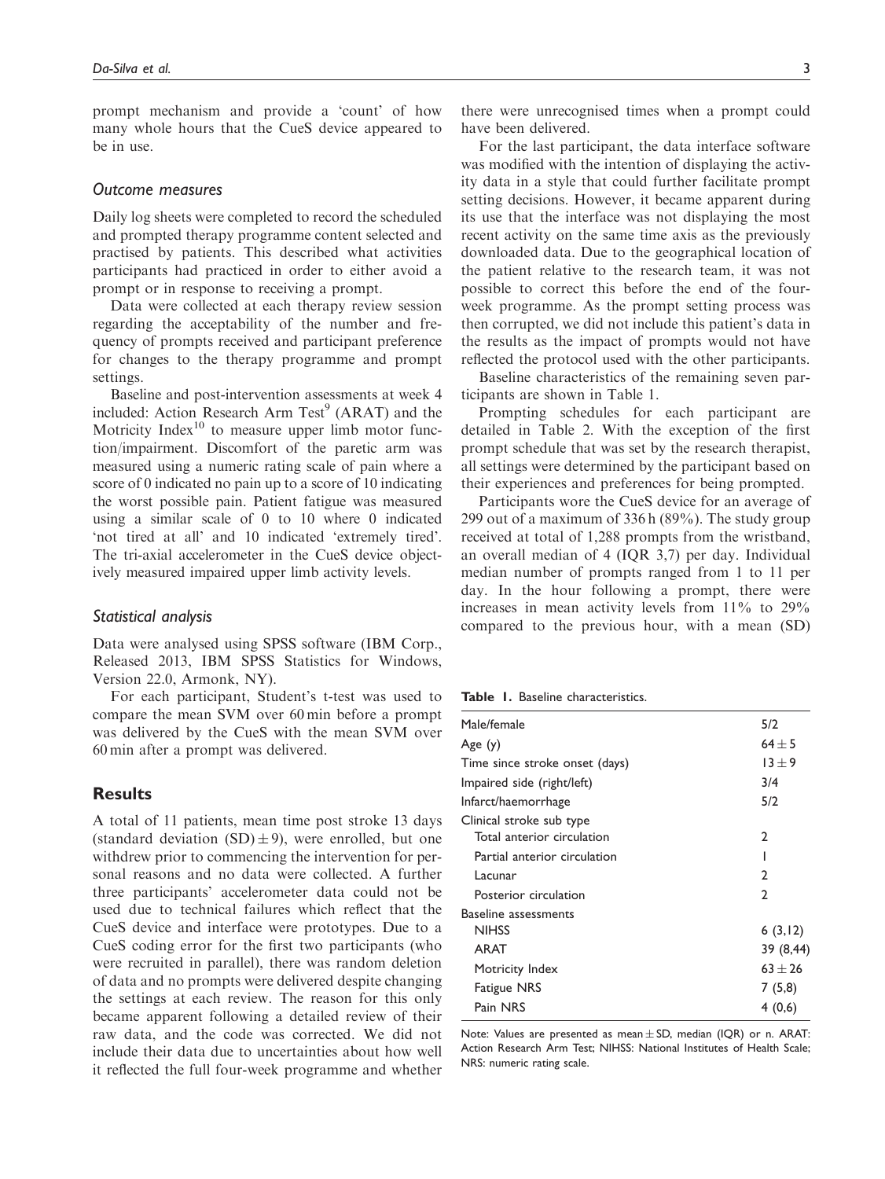prompt mechanism and provide a 'count' of how many whole hours that the CueS device appeared to be in use.

### Outcome measures

Daily log sheets were completed to record the scheduled and prompted therapy programme content selected and practised by patients. This described what activities participants had practiced in order to either avoid a prompt or in response to receiving a prompt.

Data were collected at each therapy review session regarding the acceptability of the number and frequency of prompts received and participant preference for changes to the therapy programme and prompt settings.

Baseline and post-intervention assessments at week 4 included: Action Research Arm Test[9] (ARAT) and the Motricity Index[10] to measure upper limb motor function/impairment. Discomfort of the paretic arm was measured using a numeric rating scale of pain where a score of 0 indicated no pain up to a score of 10 indicating the worst possible pain. Patient fatigue was measured using a similar scale of 0 to 10 where 0 indicated 'not tired at all' and 10 indicated 'extremely tired'. The tri-axial accelerometer in the CueS device objectively measured impaired upper limb activity levels.

### Statistical analysis

Data were analysed using SPSS software (IBM Corp., Released 2013, IBM SPSS Statistics for Windows, Version 22.0, Armonk, NY).

For each participant, Student's t-test was used to compare the mean SVM over 60 min before a prompt was delivered by the CueS with the mean SVM over 60 min after a prompt was delivered.

## Results

A total of 11 patients, mean time post stroke 13 days (standard deviation (SD) $\pm$ 9), were enrolled, but one withdrew prior to commencing the intervention for personal reasons and no data were collected. A further three participants' accelerometer data could not be used due to technical failures which reflect that the CueS device and interface were prototypes. Due to a CueS coding error for the first two participants (who were recruited in parallel), there was random deletion of data and no prompts were delivered despite changing the settings at each review. The reason for this only became apparent following a detailed review of their raw data, and the code was corrected. We did not include their data due to uncertainties about how well it reflected the full four-week programme and whether there were unrecognised times when a prompt could have been delivered.

For the last participant, the data interface software was modified with the intention of displaying the activity data in a style that could further facilitate prompt setting decisions. However, it became apparent during its use that the interface was not displaying the most recent activity on the same time axis as the previously downloaded data. Due to the geographical location of the patient relative to the research team, it was not possible to correct this before the end of the four-week programme. As the prompt setting process was then corrupted, we did not include this patient's data in the results as the impact of prompts would not have reflected the protocol used with the other participants.

Baseline characteristics of the remaining seven participants are shown in Table 1.

Prompting schedules for each participant are detailed in Table 2. With the exception of the first prompt schedule that was set by the research therapist, all settings were determined by the participant based on their experiences and preferences for being prompted.

Participants wore the CueS device for an average of 299 out of a maximum of 336 h (89%). The study group received at total of 1,288 prompts from the wristband, an overall median of 4 (IQR 3,7) per day. Individual median number of prompts ranged from 1 to 11 per day. In the hour following a prompt, there were increases in mean activity levels from 11% to 29% compared to the previous hour, with a mean (SD)

**Table 1.** Baseline characteristics.

| | |
|---|---|
| Male/female | 5/2 |
| Age (y) | $64 \pm 5$ |
| Time since stroke onset (days) | $13 \pm 9$ |
| Impaired side (right/left) | 3/4 |
| Infarct/haemorrhage | 5/2 |
| Clinical stroke sub type | |
| Total anterior circulation | 2 |
| Partial anterior circulation | 1 |
| Lacunar | 2 |
| Posterior circulation | 2 |
| Baseline assessments | |
| NIHSS | 6 (3,12) |
| ARAT | 39 (8,44) |
| Motricity Index | $63 \pm 26$ |
| Fatigue NRS | 7 (5,8) |
| Pain NRS | 4 (0,6) |

Note: Values are presented as mean $\pm$ SD, median (IQR) or n. ARAT: Action Research Arm Test; NIHSS: National Institutes of Health Scale; NRS: numeric rating scale.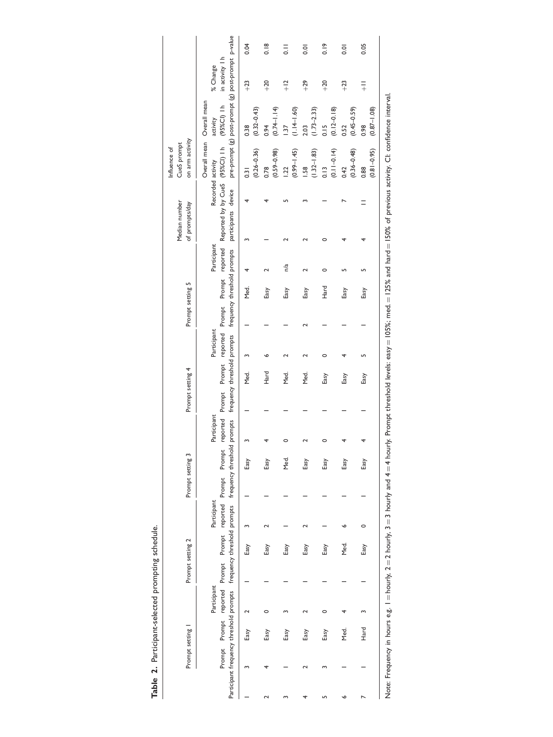**Table 2.** Participant-selected prompting schedule.

| Participant | Prompt setting 1 | | | Prompt setting 2 | | | Prompt setting 3 | | | Prompt setting 4 | | | Prompt setting 5 | | | Median number of prompts/day | | Influence of CueS prompt on arm activity | | | |
|---|---|---|---|---|---|---|---|---|---|---|---|---|---|---|---|---|---|---|---|---|---|
| | Prompt frequency | Prompt threshold | Participant reported prompts | Prompt frequency | Prompt threshold | Participant reported prompts | Prompt frequency | Prompt threshold | Participant reported prompts | Prompt frequency | Prompt threshold | Participant reported prompts | Prompt frequency | Prompt threshold | Participant reported prompts | Reported by participants | Recorded by by CueS device | Overall mean activity (95%CI) 1 h pre-prompt (g) | Overall mean activity (95%CI) 1 h post-prompt (g) | % Change in activity 1 h post-prompt | p-value |
| 1 | 3 | Easy | 2 | – | Easy | 3 | – | Easy | 3 | – | Med. | 3 | – | Med. | 4 | 3 | 4 | 0.31 (0.26–0.36) | 0.38 (0.32–0.43) | +23 | 0.04 |
| 2 | 4 | Easy | 0 | – | Easy | 2 | – | Easy | 4 | – | Hard | 6 | – | Easy | 2 | 1 | 4 | 0.78 (0.59–0.98) | 0.94 (0.74–1.14) | +20 | 0.18 |
| 3 | 1 | Easy | 3 | – | Easy | 1 | – | Med. | 0 | – | Med. | 2 | – | Easy | n/a | 2 | 5 | 1.22 (0.99–1.45) | 1.37 (1.14–1.60) | +12 | 0.11 |
| 4 | 2 | Easy | 2 | – | Easy | 2 | – | Easy | 2 | – | Med. | 2 | 2 | Easy | 2 | 2 | 3 | 1.58 (1.32–1.83) | 2.03 (1.73–2.33) | +29 | 0.01 |
| 5 | 3 | Easy | 0 | – | Easy | 1 | – | Easy | 0 | – | Easy | 0 | – | Hard | 0 | 0 | 1 | 0.13 (0.11–0.14) | 0.15 (0.12–0.18) | +20 | 0.19 |
| 6 | 1 | Med. | 4 | – | Med. | 6 | – | Easy | 4 | – | Easy | 4 | – | Easy | 5 | 4 | 7 | 0.42 (0.36–0.48) | 0.52 (0.45–0.59) | +23 | 0.01 |
| 7 | 1 | Hard | 3 | – | Easy | 0 | – | Easy | 4 | – | Easy | 5 | – | Easy | 5 | 4 | 11 | 0.88 (0.81–0.95) | 0.98 (0.87–1.08) | +11 | 0.05 |

Note: Frequency in hours e.g. 1 = hourly, 2 = 2 hourly, 3 = 3 hourly and 4 = 4 hourly. Prompt threshold levels: easy = 105%; med. = 125% and hard = 150% of previous activity. CI: confidence interval.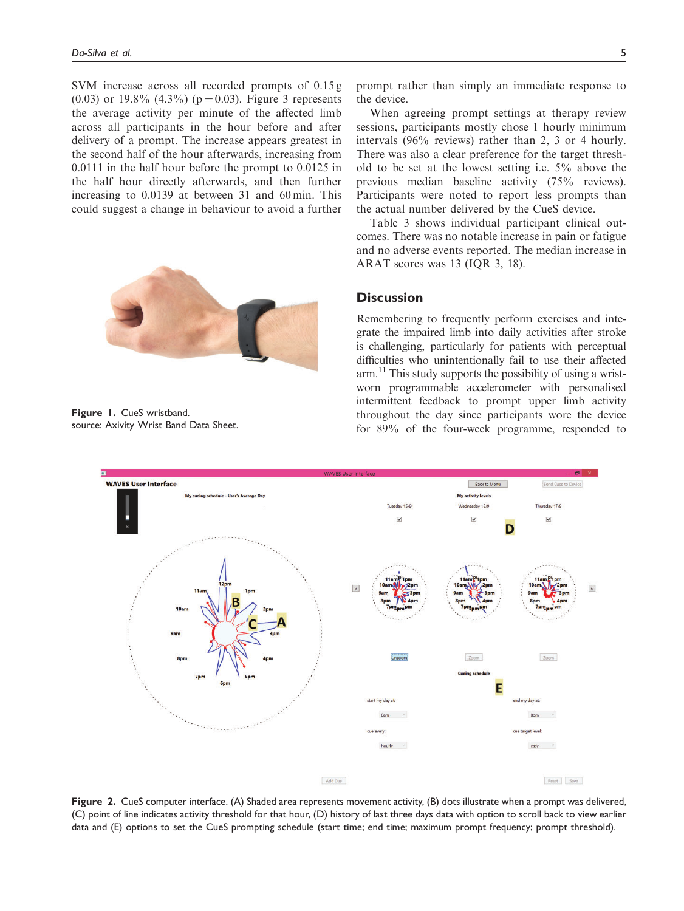SVM increase across all recorded prompts of 0.15 g (0.03) or 19.8% (4.3%) ($p = 0.03$). Figure 3 represents the average activity per minute of the affected limb across all participants in the hour before and after delivery of a prompt. The increase appears greatest in the second half of the hour afterwards, increasing from 0.0111 in the half hour before the prompt to 0.0125 in the half hour directly afterwards, and then further increasing to 0.0139 at between 31 and 60 min. This could suggest a change in behaviour to avoid a further prompt rather than simply an immediate response to the device.

When agreeing prompt settings at therapy review sessions, participants mostly chose 1 hourly minimum intervals (96% reviews) rather than 2, 3 or 4 hourly. There was also a clear preference for the target threshold to be set at the lowest setting i.e. 5% above the previous median baseline activity (75% reviews). Participants were noted to report less prompts than the actual number delivered by the CueS device.

Table 3 shows individual participant clinical outcomes. There was no notable increase in pain or fatigue and no adverse events reported. The median increase in ARAT scores was 13 (IQR 3, 18).

**Figure 1.** CueS wristband.
source: Axivity Wrist Band Data Sheet.

## Discussion

Remembering to frequently perform exercises and integrate the impaired limb into daily activities after stroke is challenging, particularly for patients with perceptual difficulties who unintentionally fail to use their affected arm.[11] This study supports the possibility of using a wrist-worn programmable accelerometer with personalised intermittent feedback to prompt upper limb activity throughout the day since participants wore the device for 89% of the four-week programme, responded to

**Figure 2.** CueS computer interface. (A) Shaded area represents movement activity, (B) dots illustrate when a prompt was delivered, (C) point of line indicates activity threshold for that hour, (D) history of last three days data with option to scroll back to view earlier data and (E) options to set the CueS prompting schedule (start time; end time; maximum prompt frequency; prompt threshold).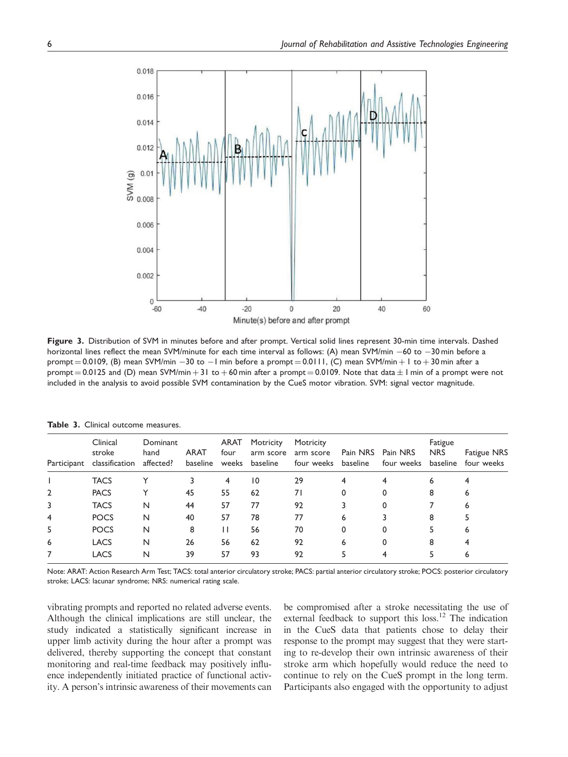0.018

0.016

0.014

0.012

0.01

0.008

0.006

0.004

0.002

0

SVM (g)

A

B

C

D

-60 -40 -20 0 20 40 60

Minute(s) before and after prompt

**Figure 3.** Distribution of SVM in minutes before and after prompt. Vertical solid lines represent 30-min time intervals. Dashed horizontal lines reflect the mean SVM/minute for each time interval as follows: (A) mean SVM/min −60 to −30 min before a prompt = 0.0109, (B) mean SVM/min −30 to −1 min before a prompt = 0.0111, (C) mean SVM/min + 1 to + 30 min after a prompt = 0.0125 and (D) mean SVM/min + 31 to + 60 min after a prompt = 0.0109. Note that data ± 1 min of a prompt were not included in the analysis to avoid possible SVM contamination by the CueS motor vibration. SVM: signal vector magnitude.

**Table 3.** Clinical outcome measures.

| Participant | Clinical stroke classification | Dominant hand affected? | ARAT baseline | ARAT four weeks | Motricity arm score baseline | Motricity arm score four weeks | Pain NRS baseline | Pain NRS four weeks | Fatigue NRS baseline | Fatigue NRS four weeks |
|---|---|---|---|---|---|---|---|---|---|---|
| 1 | TACS | Y | 3 | 4 | 10 | 29 | 4 | 4 | 6 | 4 |
| 2 | PACS | Y | 45 | 55 | 62 | 71 | 0 | 0 | 8 | 6 |
| 3 | TACS | N | 44 | 57 | 77 | 92 | 3 | 0 | 7 | 6 |
| 4 | POCS | N | 40 | 57 | 78 | 77 | 6 | 3 | 8 | 5 |
| 5 | POCS | N | 8 | 11 | 56 | 70 | 0 | 0 | 5 | 6 |
| 6 | LACS | N | 26 | 56 | 62 | 92 | 6 | 0 | 8 | 4 |
| 7 | LACS | N | 39 | 57 | 93 | 92 | 5 | 4 | 5 | 6 |

Note: ARAT: Action Research Arm Test; TACS: total anterior circulatory stroke; PACS: partial anterior circulatory stroke; POCS: posterior circulatory stroke; LACS: lacunar syndrome; NRS: numerical rating scale.

vibrating prompts and reported no related adverse events. Although the clinical implications are still unclear, the study indicated a statistically significant increase in upper limb activity during the hour after a prompt was delivered, thereby supporting the concept that constant monitoring and real-time feedback may positively influence independently initiated practice of functional activity. A person's intrinsic awareness of their movements can be compromised after a stroke necessitating the use of external feedback to support this loss.[12] The indication in the CueS data that patients chose to delay their response to the prompt may suggest that they were starting to re-develop their own intrinsic awareness of their stroke arm which hopefully would reduce the need to continue to rely on the CueS prompt in the long term. Participants also engaged with the opportunity to adjust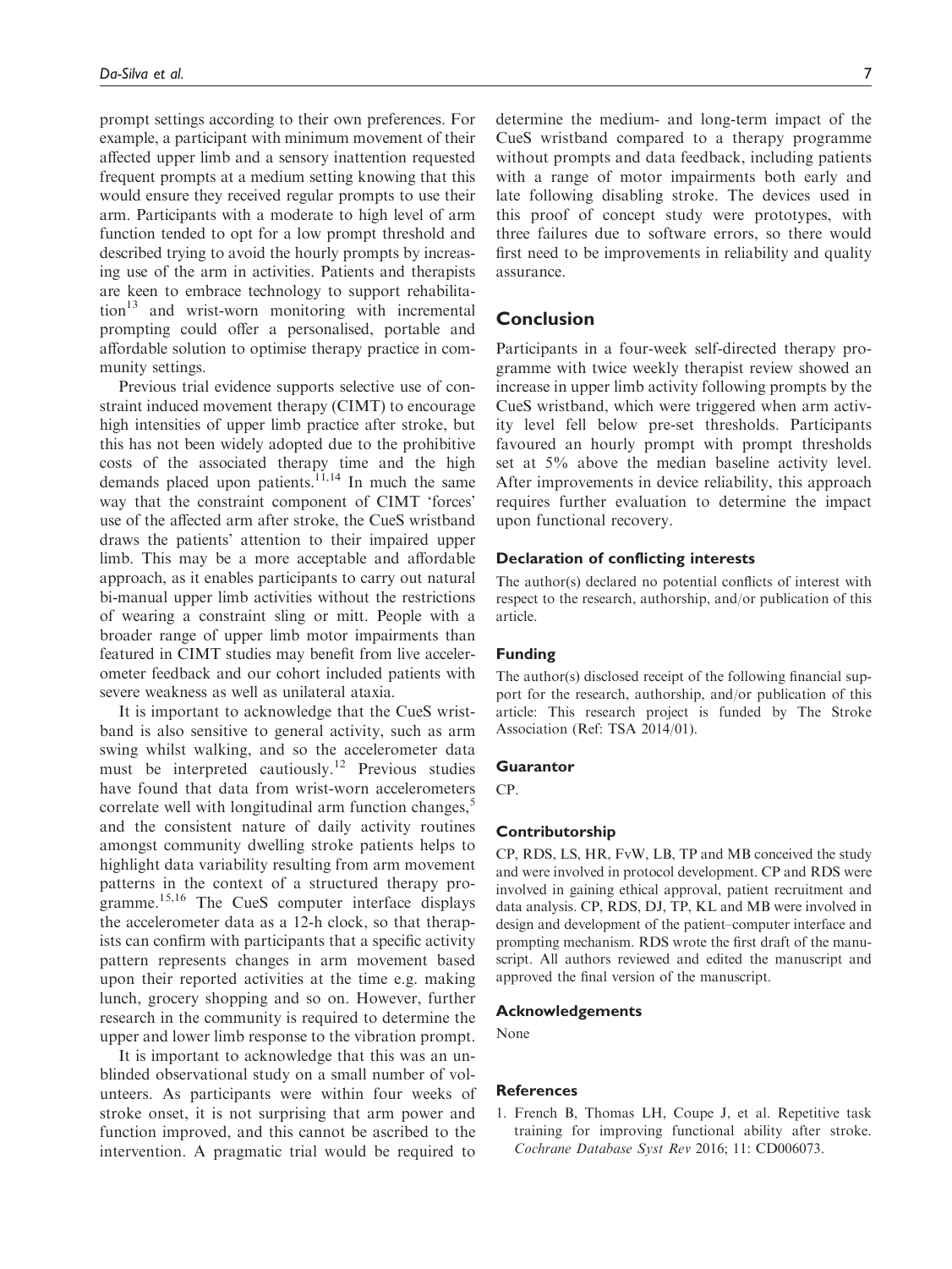prompt settings according to their own preferences. For example, a participant with minimum movement of their affected upper limb and a sensory inattention requested frequent prompts at a medium setting knowing that this would ensure they received regular prompts to use their arm. Participants with a moderate to high level of arm function tended to opt for a low prompt threshold and described trying to avoid the hourly prompts by increasing use of the arm in activities. Patients and therapists are keen to embrace technology to support rehabilitation[13] and wrist-worn monitoring with incremental prompting could offer a personalised, portable and affordable solution to optimise therapy practice in community settings.

Previous trial evidence supports selective use of constraint induced movement therapy (CIMT) to encourage high intensities of upper limb practice after stroke, but this has not been widely adopted due to the prohibitive costs of the associated therapy time and the high demands placed upon patients.[11,14] In much the same way that the constraint component of CIMT 'forces' use of the affected arm after stroke, the CueS wristband draws the patients' attention to their impaired upper limb. This may be a more acceptable and affordable approach, as it enables participants to carry out natural bi-manual upper limb activities without the restrictions of wearing a constraint sling or mitt. People with a broader range of upper limb motor impairments than featured in CIMT studies may benefit from live accelerometer feedback and our cohort included patients with severe weakness as well as unilateral ataxia.

It is important to acknowledge that the CueS wristband is also sensitive to general activity, such as arm swing whilst walking, and so the accelerometer data must be interpreted cautiously.[12] Previous studies have found that data from wrist-worn accelerometers correlate well with longitudinal arm function changes,[5] and the consistent nature of daily activity routines amongst community dwelling stroke patients helps to highlight data variability resulting from arm movement patterns in the context of a structured therapy programme.[15,16] The CueS computer interface displays the accelerometer data as a 12-h clock, so that therapists can confirm with participants that a specific activity pattern represents changes in arm movement based upon their reported activities at the time e.g. making lunch, grocery shopping and so on. However, further research in the community is required to determine the upper and lower limb response to the vibration prompt.

It is important to acknowledge that this was an unblinded observational study on a small number of volunteers. As participants were within four weeks of stroke onset, it is not surprising that arm power and function improved, and this cannot be ascribed to the intervention. A pragmatic trial would be required to determine the medium- and long-term impact of the CueS wristband compared to a therapy programme without prompts and data feedback, including patients with a range of motor impairments both early and late following disabling stroke. The devices used in this proof of concept study were prototypes, with three failures due to software errors, so there would first need to be improvements in reliability and quality assurance.

## Conclusion

Participants in a four-week self-directed therapy programme with twice weekly therapist review showed an increase in upper limb activity following prompts by the CueS wristband, which were triggered when arm activity level fell below pre-set thresholds. Participants favoured an hourly prompt with prompt thresholds set at 5% above the median baseline activity level. After improvements in device reliability, this approach requires further evaluation to determine the impact upon functional recovery.

### Declaration of conflicting interests

The author(s) declared no potential conflicts of interest with respect to the research, authorship, and/or publication of this article.

### Funding

The author(s) disclosed receipt of the following financial support for the research, authorship, and/or publication of this article: This research project is funded by The Stroke Association (Ref: TSA 2014/01).

### Guarantor

CP.

### Contributorship

CP, RDS, LS, HR, FvW, LB, TP and MB conceived the study and were involved in protocol development. CP and RDS were involved in gaining ethical approval, patient recruitment and data analysis. CP, RDS, DJ, TP, KL and MB were involved in design and development of the patient–computer interface and prompting mechanism. RDS wrote the first draft of the manuscript. All authors reviewed and edited the manuscript and approved the final version of the manuscript.

### Acknowledgements

None

## References

1. French B, Thomas LH, Coupe J, et al. Repetitive task training for improving functional ability after stroke. *Cochrane Database Syst Rev* 2016; 11: CD006073.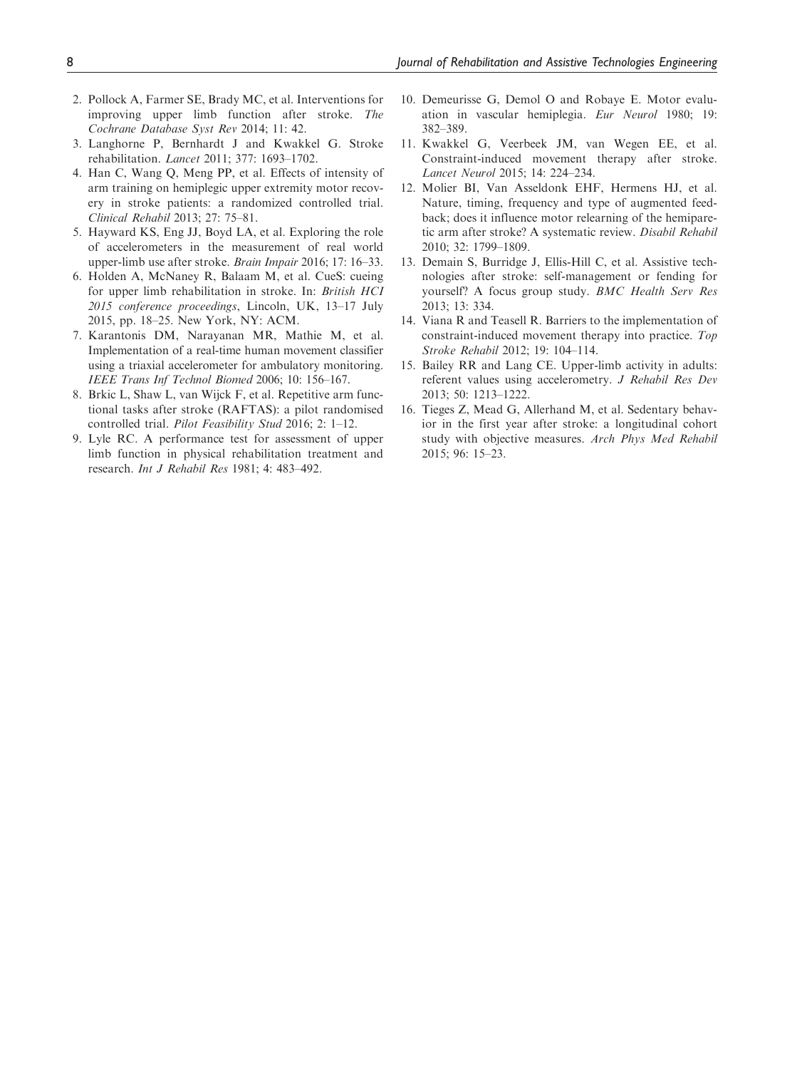2. Pollock A, Farmer SE, Brady MC, et al. Interventions for improving upper limb function after stroke. *The Cochrane Database Syst Rev* 2014; 11: 42.
3. Langhorne P, Bernhardt J and Kwakkel G. Stroke rehabilitation. *Lancet* 2011; 377: 1693–1702.
4. Han C, Wang Q, Meng PP, et al. Effects of intensity of arm training on hemiplegic upper extremity motor recovery in stroke patients: a randomized controlled trial. *Clinical Rehabil* 2013; 27: 75–81.
5. Hayward KS, Eng JJ, Boyd LA, et al. Exploring the role of accelerometers in the measurement of real world upper-limb use after stroke. *Brain Impair* 2016; 17: 16–33.
6. Holden A, McNaney R, Balaam M, et al. CueS: cueing for upper limb rehabilitation in stroke. In: *British HCI 2015 conference proceedings*, Lincoln, UK, 13–17 July 2015, pp. 18–25. New York, NY: ACM.
7. Karantonis DM, Narayanan MR, Mathie M, et al. Implementation of a real-time human movement classifier using a triaxial accelerometer for ambulatory monitoring. *IEEE Trans Inf Technol Biomed* 2006; 10: 156–167.
8. Brkic L, Shaw L, van Wijck F, et al. Repetitive arm functional tasks after stroke (RAFTAS): a pilot randomised controlled trial. *Pilot Feasibility Stud* 2016; 2: 1–12.
9. Lyle RC. A performance test for assessment of upper limb function in physical rehabilitation treatment and research. *Int J Rehabil Res* 1981; 4: 483–492.
10. Demeurisse G, Demol O and Robaye E. Motor evaluation in vascular hemiplegia. *Eur Neurol* 1980; 19: 382–389.
11. Kwakkel G, Veerbeek JM, van Wegen EE, et al. Constraint-induced movement therapy after stroke. *Lancet Neurol* 2015; 14: 224–234.
12. Molier BI, Van Asseldonk EHF, Hermens HJ, et al. Nature, timing, frequency and type of augmented feedback; does it influence motor relearning of the hemiparetic arm after stroke? A systematic review. *Disabil Rehabil* 2010; 32: 1799–1809.
13. Demain S, Burridge J, Ellis-Hill C, et al. Assistive technologies after stroke: self-management or fending for yourself? A focus group study. *BMC Health Serv Res* 2013; 13: 334.
14. Viana R and Teasell R. Barriers to the implementation of constraint-induced movement therapy into practice. *Top Stroke Rehabil* 2012; 19: 104–114.
15. Bailey RR and Lang CE. Upper-limb activity in adults: referent values using accelerometry. *J Rehabil Res Dev* 2013; 50: 1213–1222.
16. Tieges Z, Mead G, Allerhand M, et al. Sedentary behavior in the first year after stroke: a longitudinal cohort study with objective measures. *Arch Phys Med Rehabil* 2015; 96: 15–23.